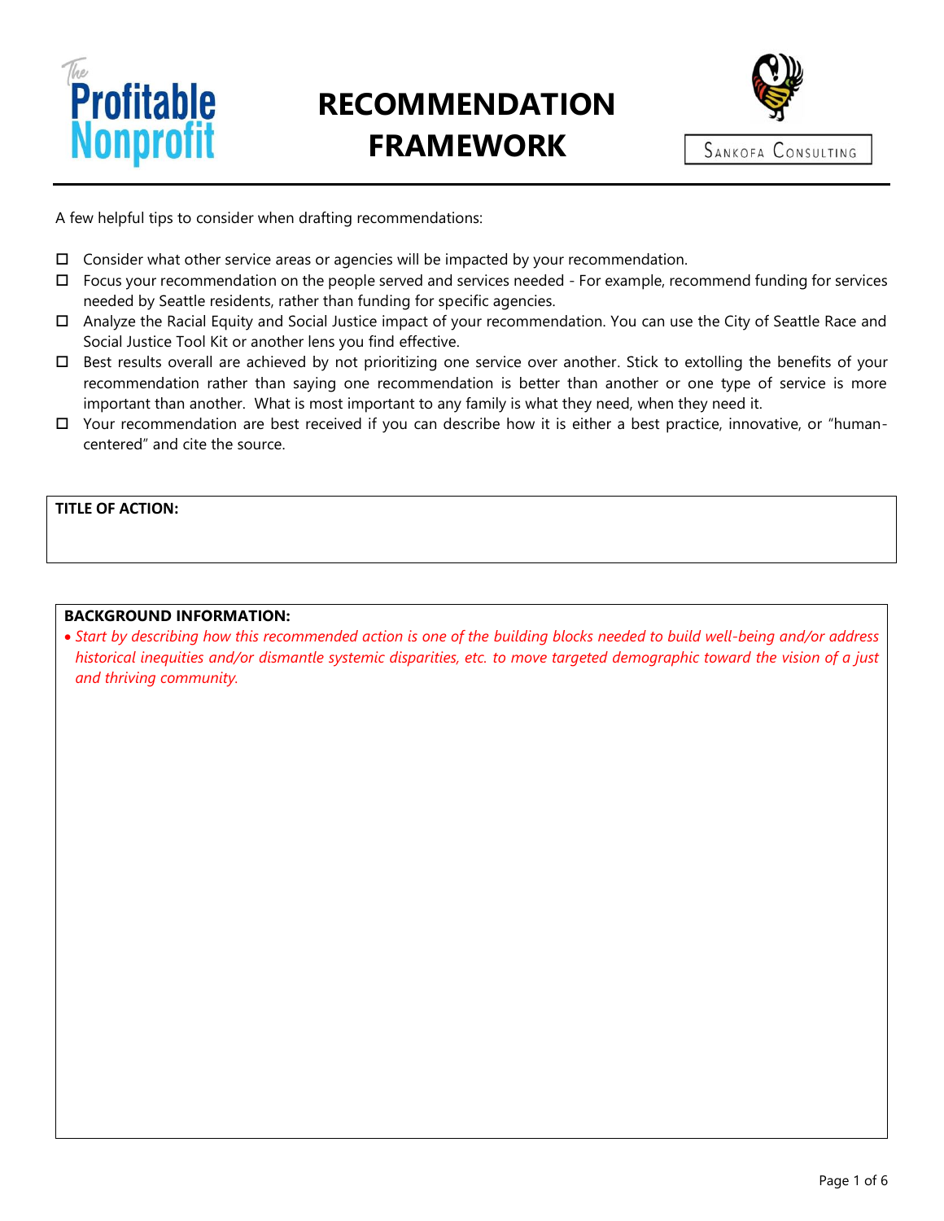The Profitable Nonprofit

# RECOMMENDATION FRAMEWORK

Sankofa Consulting

A few helpful tips to consider when drafting recommendations:

- ☐ Consider what other service areas or agencies will be impacted by your recommendation.
- ☐ Focus your recommendation on the people served and services needed - For example, recommend funding for services needed by Seattle residents, rather than funding for specific agencies.
- ☐ Analyze the Racial Equity and Social Justice impact of your recommendation. You can use the City of Seattle Race and Social Justice Tool Kit or another lens you find effective.
- ☐ Best results overall are achieved by not prioritizing one service over another. Stick to extolling the benefits of your recommendation rather than saying one recommendation is better than another or one type of service is more important than another. What is most important to any family is what they need, when they need it.
- ☐ Your recommendation are best received if you can describe how it is either a best practice, innovative, or "human-centered" and cite the source.

**TITLE OF ACTION:**

**BACKGROUND INFORMATION:**

- *Start by describing how this recommended action is one of the building blocks needed to build well-being and/or address historical inequities and/or dismantle systemic disparities, etc. to move targeted demographic toward the vision of a just and thriving community.*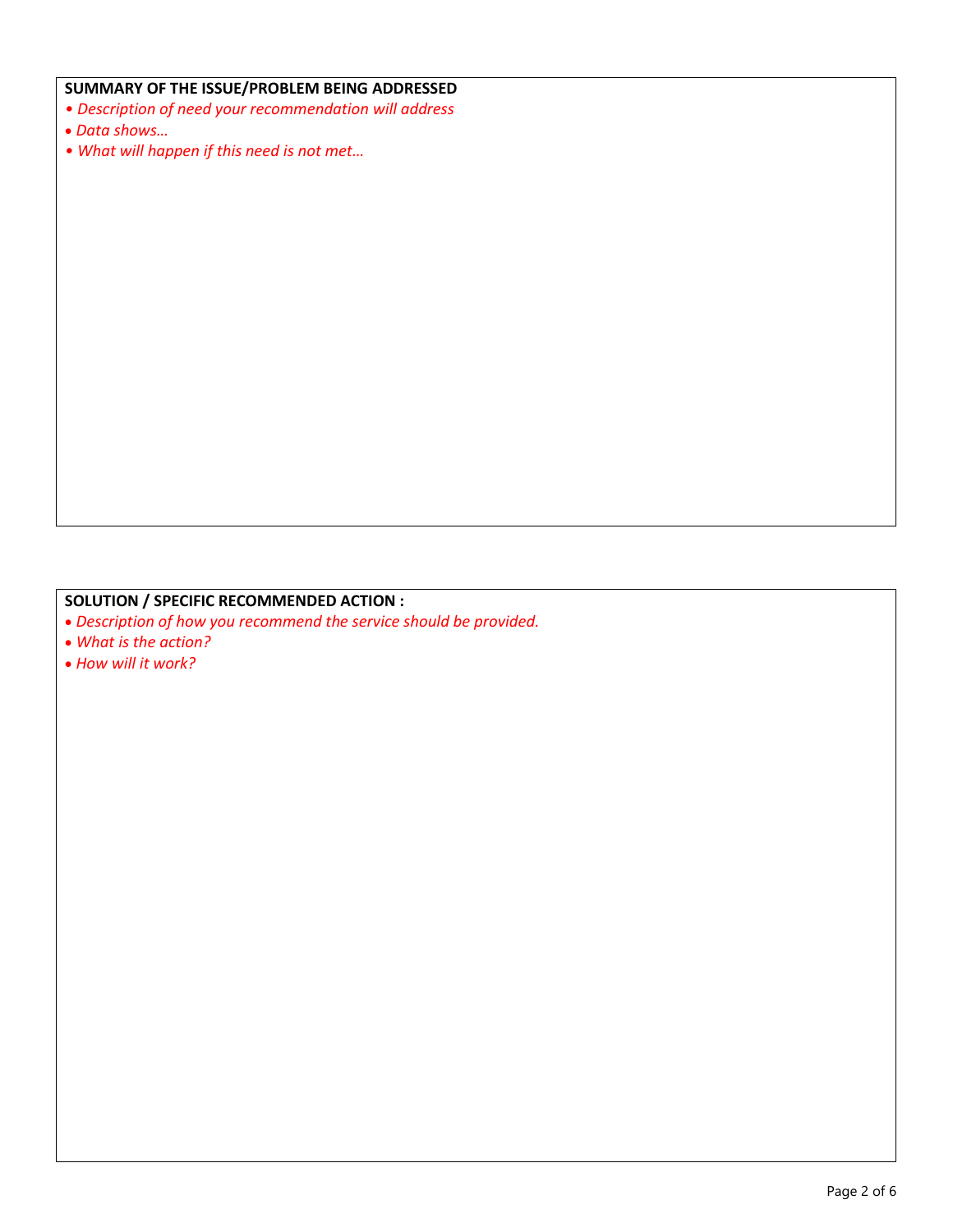**SUMMARY OF THE ISSUE/PROBLEM BEING ADDRESSED**

- *Description of need your recommendation will address*
- *Data shows…*
- *What will happen if this need is not met…*

**SOLUTION / SPECIFIC RECOMMENDED ACTION :**

- *Description of how you recommend the service should be provided.*
- *What is the action?*
- *How will it work?*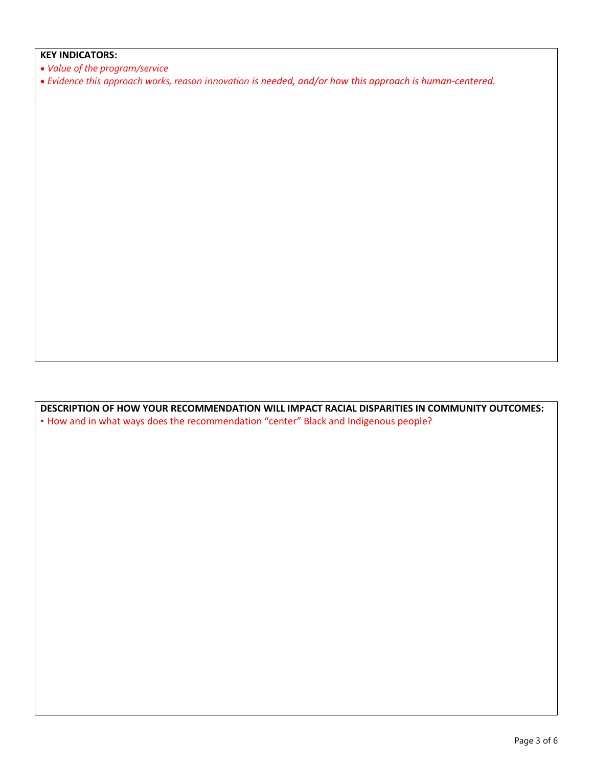**KEY INDICATORS:**

- *Value of the program/service*
- *Evidence this approach works, reason innovation is needed, and/or how this approach is human-centered.*

**DESCRIPTION OF HOW YOUR RECOMMENDATION WILL IMPACT RACIAL DISPARITIES IN COMMUNITY OUTCOMES:**

- How and in what ways does the recommendation "center" Black and Indigenous people?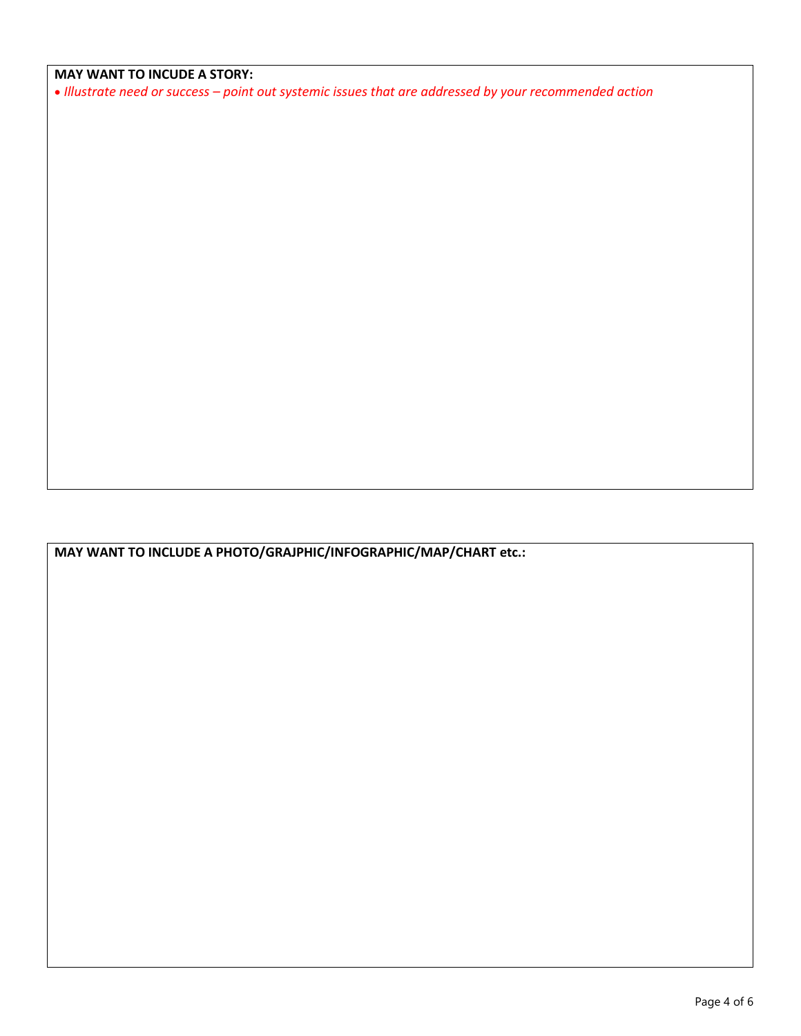**MAY WANT TO INCUDE A STORY:**

- *Illustrate need or success – point out systemic issues that are addressed by your recommended action*

**MAY WANT TO INCLUDE A PHOTO/GRAJPHIC/INFOGRAPHIC/MAP/CHART etc.:**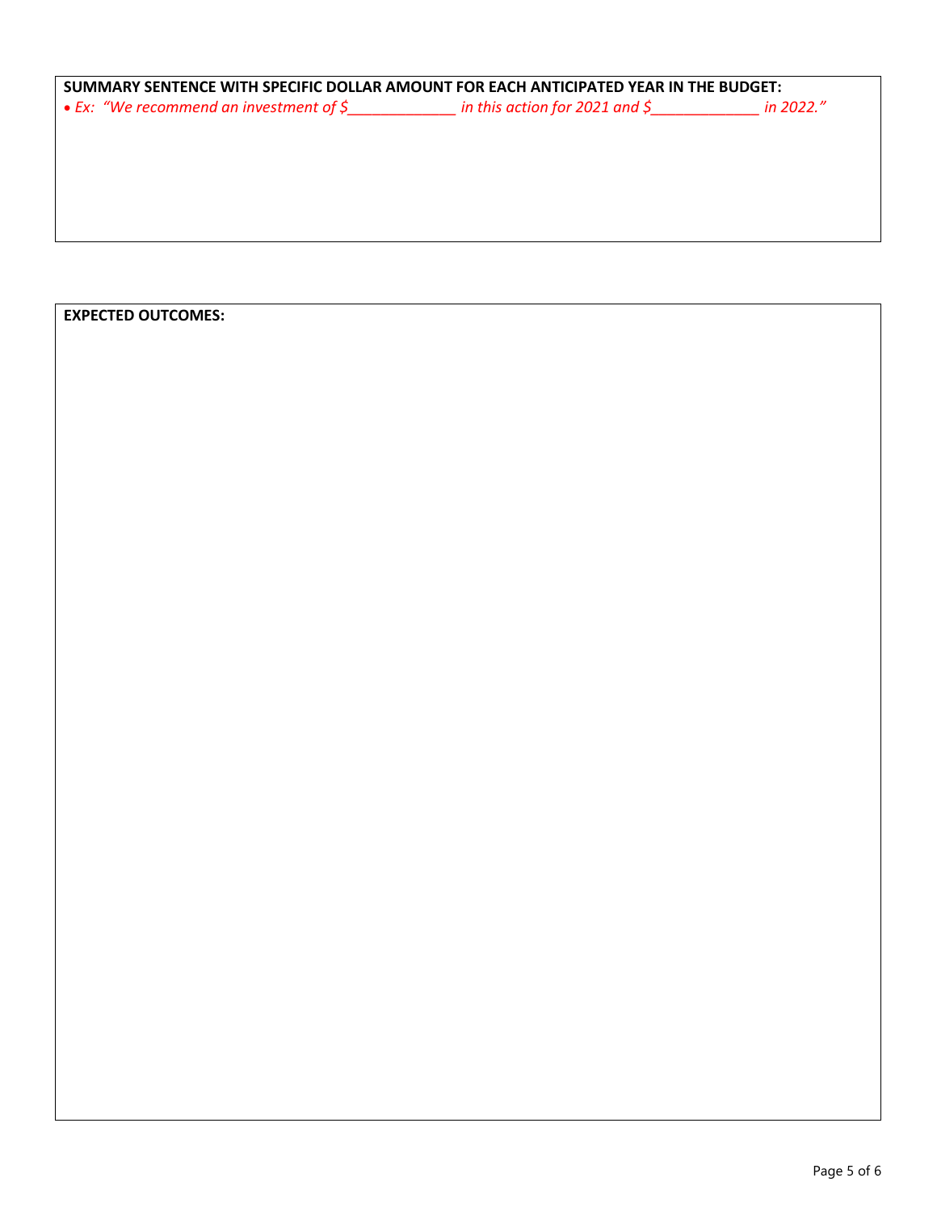**SUMMARY SENTENCE WITH SPECIFIC DOLLAR AMOUNT FOR EACH ANTICIPATED YEAR IN THE BUDGET:**

- *Ex: "We recommend an investment of $_____________ in this action for 2021 and $_____________ in 2022."*

**EXPECTED OUTCOMES:**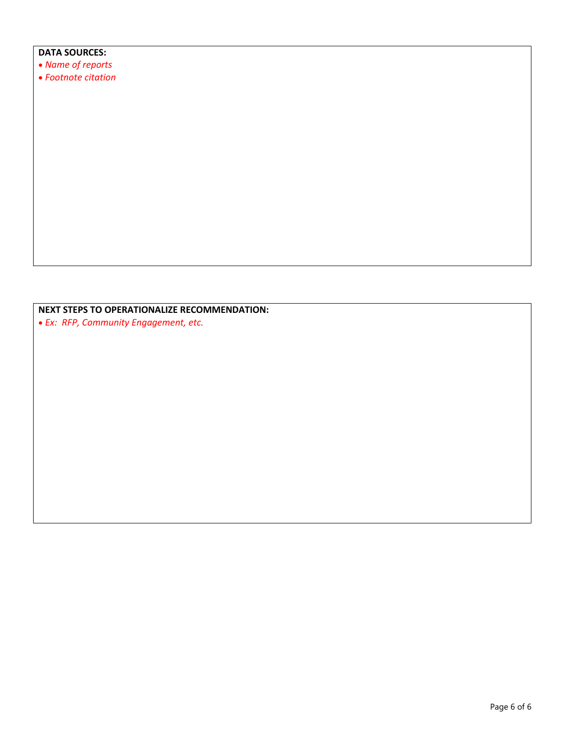**DATA SOURCES:**

- *Name of reports*
- *Footnote citation*

**NEXT STEPS TO OPERATIONALIZE RECOMMENDATION:**

- *Ex: RFP, Community Engagement, etc.*